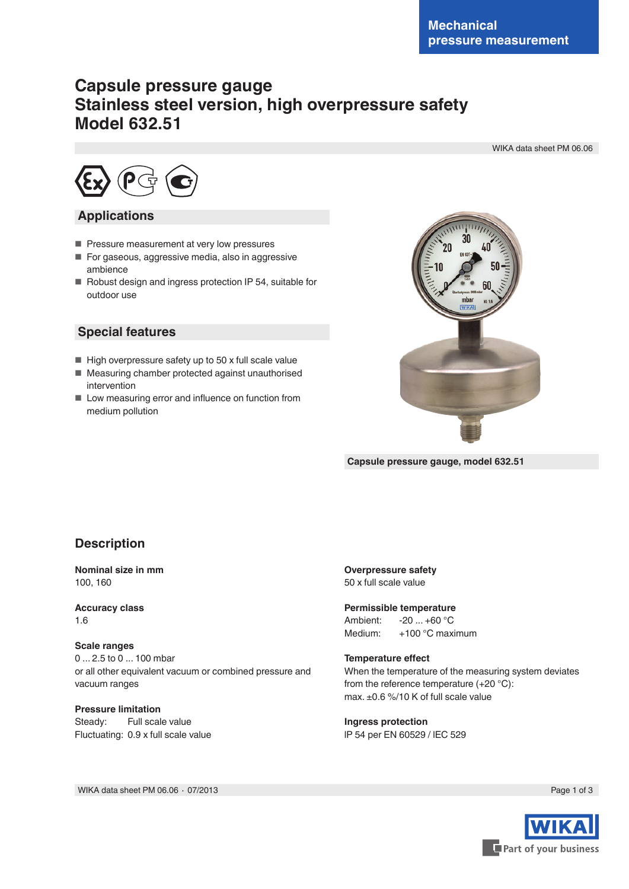Mechanical pressure measurement

# Capsule pressure gauge
# Stainless steel version, high overpressure safety
# Model 632.51

WIKA data sheet PM 06.06

## Applications

- Pressure measurement at very low pressures
- For gaseous, aggressive media, also in aggressive ambience
- Robust design and ingress protection IP 54, suitable for outdoor use

## Special features

- High overpressure safety up to 50 x full scale value
- Measuring chamber protected against unauthorised intervention
- Low measuring error and influence on function from medium pollution

Capsule pressure gauge, model 632.51

## Description

**Nominal size in mm**
100, 160

**Accuracy class**
1.6

**Scale ranges**
0 ... 2.5 to 0 ... 100 mbar
or all other equivalent vacuum or combined pressure and vacuum ranges

**Pressure limitation**
Steady: Full scale value
Fluctuating: 0.9 x full scale value

**Overpressure safety**
50 x full scale value

**Permissible temperature**
Ambient: -20 ... +60 °C
Medium: +100 °C maximum

**Temperature effect**
When the temperature of the measuring system deviates from the reference temperature (+20 °C):
max. ±0.6 %/10 K of full scale value

**Ingress protection**
IP 54 per EN 60529 / IEC 529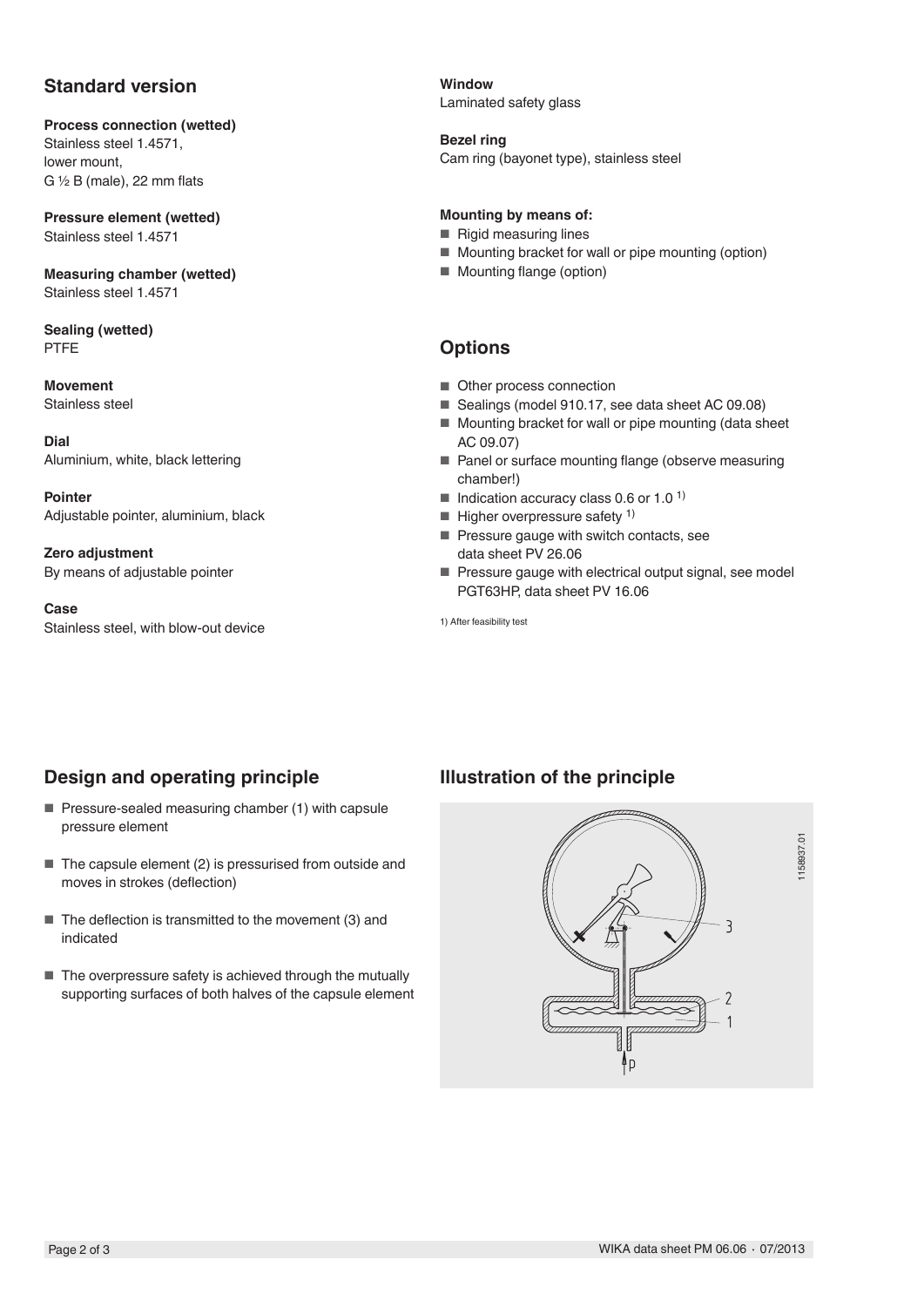## Standard version

**Process connection (wetted)**
Stainless steel 1.4571,
lower mount,
G ½ B (male), 22 mm flats

**Pressure element (wetted)**
Stainless steel 1.4571

**Measuring chamber (wetted)**
Stainless steel 1.4571

**Sealing (wetted)**
PTFE

**Movement**
Stainless steel

**Dial**
Aluminium, white, black lettering

**Pointer**
Adjustable pointer, aluminium, black

**Zero adjustment**
By means of adjustable pointer

**Case**
Stainless steel, with blow-out device

**Window**
Laminated safety glass

**Bezel ring**
Cam ring (bayonet type), stainless steel

**Mounting by means of:**
- Rigid measuring lines
- Mounting bracket for wall or pipe mounting (option)
- Mounting flange (option)

## Options

- Other process connection
- Sealings (model 910.17, see data sheet AC 09.08)
- Mounting bracket for wall or pipe mounting (data sheet AC 09.07)
- Panel or surface mounting flange (observe measuring chamber!)
- Indication accuracy class 0.6 or 1.0 [1)]
- Higher overpressure safety [1)]
- Pressure gauge with switch contacts, see data sheet PV 26.06
- Pressure gauge with electrical output signal, see model PGT63HP, data sheet PV 16.06

1) After feasibility test

## Design and operating principle

- Pressure-sealed measuring chamber (1) with capsule pressure element
- The capsule element (2) is pressurised from outside and moves in strokes (deflection)
- The deflection is transmitted to the movement (3) and indicated
- The overpressure safety is achieved through the mutually supporting surfaces of both halves of the capsule element

## Illustration of the principle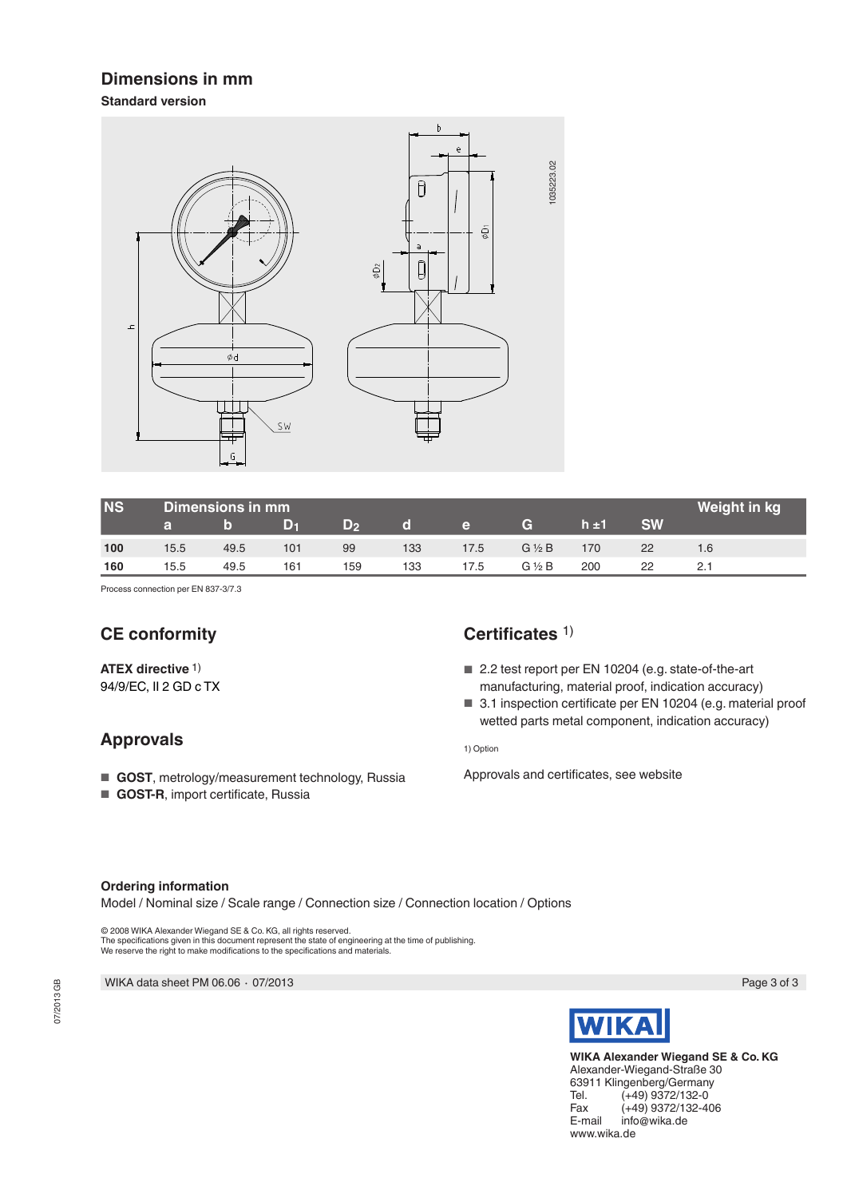## Dimensions in mm

### Standard version

1035223.02

| NS | Dimensions in mm | | | | | | | | | Weight in kg |
|---|---|---|---|---|---|---|---|---|---|---|
| | a | b | $D_1$ | $D_2$ | d | e | G | h ±1 | SW | |
| **100** | 15.5 | 49.5 | 101 | 99 | 133 | 17.5 | G ½ B | 170 | 22 | 1.6 |
| **160** | 15.5 | 49.5 | 161 | 159 | 133 | 17.5 | G ½ B | 200 | 22 | 2.1 |

Process connection per EN 837-3/7.3

## CE conformity

**ATEX directive** [1]
94/9/EC, II 2 GD c TX

## Approvals

- **GOST**, metrology/measurement technology, Russia
- **GOST-R**, import certificate, Russia

## Certificates [1]

- 2.2 test report per EN 10204 (e.g. state-of-the-art manufacturing, material proof, indication accuracy)
- 3.1 inspection certificate per EN 10204 (e.g. material proof wetted parts metal component, indication accuracy)

1) Option

Approvals and certificates, see website

**Ordering information**
Model / Nominal size / Scale range / Connection size / Connection location / Options

© 2008 WIKA Alexander Wiegand SE & Co. KG, all rights reserved.
The specifications given in this document represent the state of engineering at the time of publishing.
We reserve the right to make modifications to the specifications and materials.

WIKA data sheet PM 06.06 · 07/2013

**WIKA Alexander Wiegand SE & Co. KG**
Alexander-Wiegand-Straße 30
63911 Klingenberg/Germany
Tel. (+49) 9372/132-0
Fax (+49) 9372/132-406
E-mail info@wika.de
www.wika.de